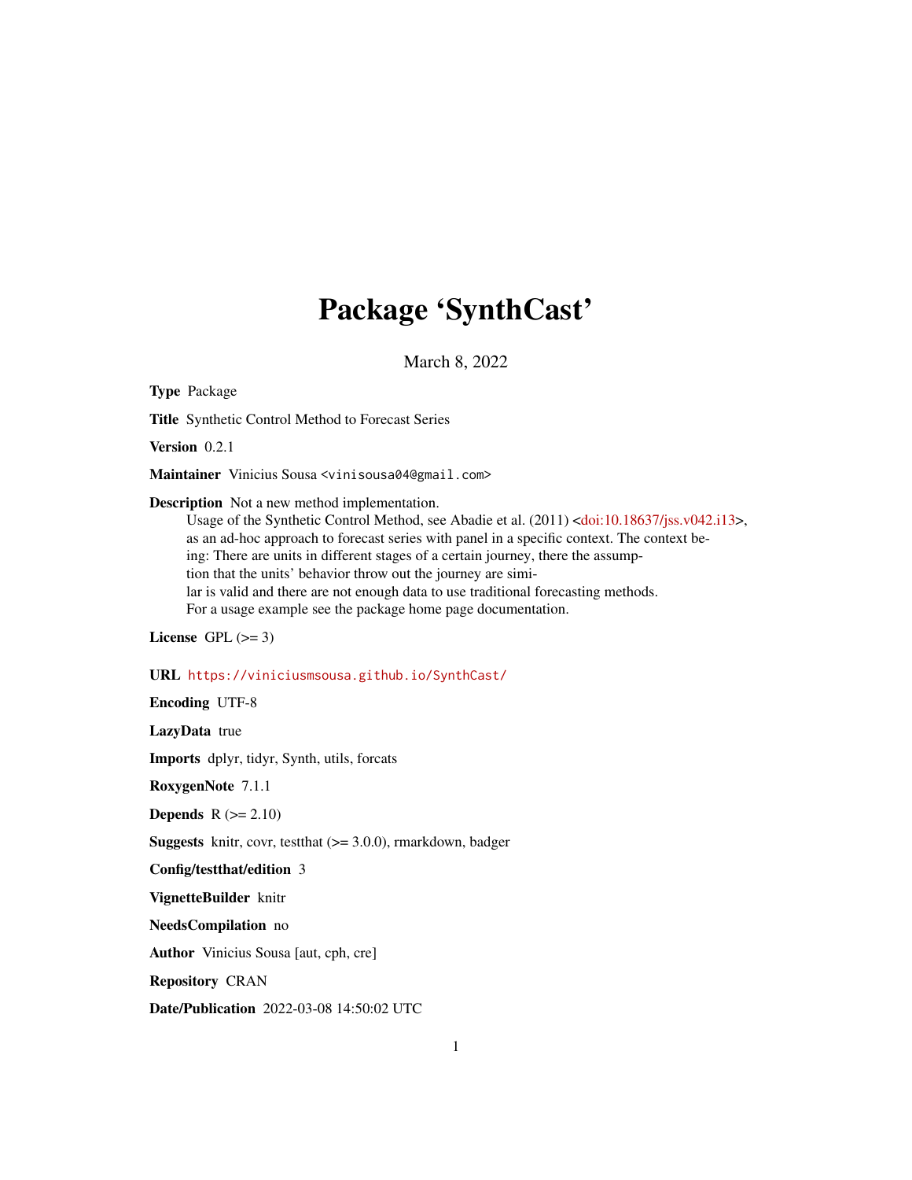# Package 'SynthCast'

March 8, 2022

**Type** Package

**Title** Synthetic Control Method to Forecast Series

**Version** 0.2.1

**Maintainer** Vinicius Sousa <vinisousa04@gmail.com>

**Description** Not a new method implementation.
Usage of the Synthetic Control Method, see Abadie et al. (2011) <doi:10.18637/jss.v042.i13>, as an ad-hoc approach to forecast series with panel in a specific context. The context being: There are units in different stages of a certain journey, there the assumption that the units' behavior throw out the journey are similar is valid and there are not enough data to use traditional forecasting methods.
For a usage example see the package home page documentation.

**License** GPL (>= 3)

**URL** https://viniciusmsousa.github.io/SynthCast/

**Encoding** UTF-8

**LazyData** true

**Imports** dplyr, tidyr, Synth, utils, forcats

**RoxygenNote** 7.1.1

**Depends** R (>= 2.10)

**Suggests** knitr, covr, testthat (>= 3.0.0), rmarkdown, badger

**Config/testthat/edition** 3

**VignetteBuilder** knitr

**NeedsCompilation** no

**Author** Vinicius Sousa [aut, cph, cre]

**Repository** CRAN

**Date/Publication** 2022-03-08 14:50:02 UTC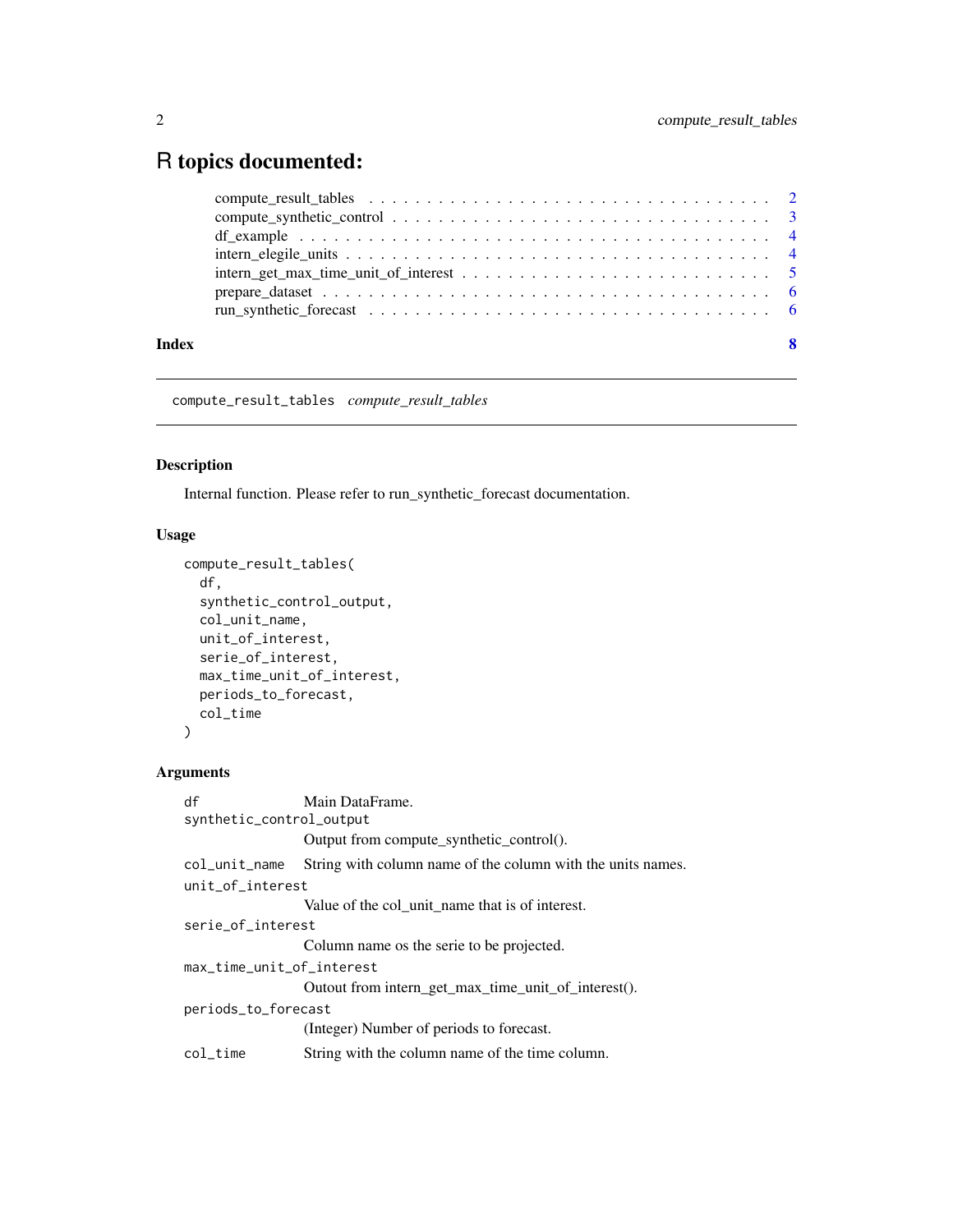# R topics documented:

compute_result_tables . . . . . . . . . . . . . . . . . . . . . . . . . . . . . . . . . 2
compute_synthetic_control . . . . . . . . . . . . . . . . . . . . . . . . . . . . . . . 3
df_example . . . . . . . . . . . . . . . . . . . . . . . . . . . . . . . . . . . . . . 4
intern_elegile_units . . . . . . . . . . . . . . . . . . . . . . . . . . . . . . . . . . 4
intern_get_max_time_unit_of_interest . . . . . . . . . . . . . . . . . . . . . . . . 5
prepare_dataset . . . . . . . . . . . . . . . . . . . . . . . . . . . . . . . . . . . 6
run_synthetic_forecast . . . . . . . . . . . . . . . . . . . . . . . . . . . . . . . . 6

**Index** **8**

---

## compute_result_tables *compute_result_tables*

---

### Description

Internal function. Please refer to run_synthetic_forecast documentation.

### Usage

```
compute_result_tables(
  df,
  synthetic_control_output,
  col_unit_name,
  unit_of_interest,
  serie_of_interest,
  max_time_unit_of_interest,
  periods_to_forecast,
  col_time
)
```

### Arguments

| | |
|---|---|
| `df` | Main DataFrame. |
| `synthetic_control_output` | Output from compute_synthetic_control(). |
| `col_unit_name` | String with column name of the column with the units names. |
| `unit_of_interest` | Value of the col_unit_name that is of interest. |
| `serie_of_interest` | Column name os the serie to be projected. |
| `max_time_unit_of_interest` | Outout from intern_get_max_time_unit_of_interest(). |
| `periods_to_forecast` | (Integer) Number of periods to forecast. |
| `col_time` | String with the column name of the time column. |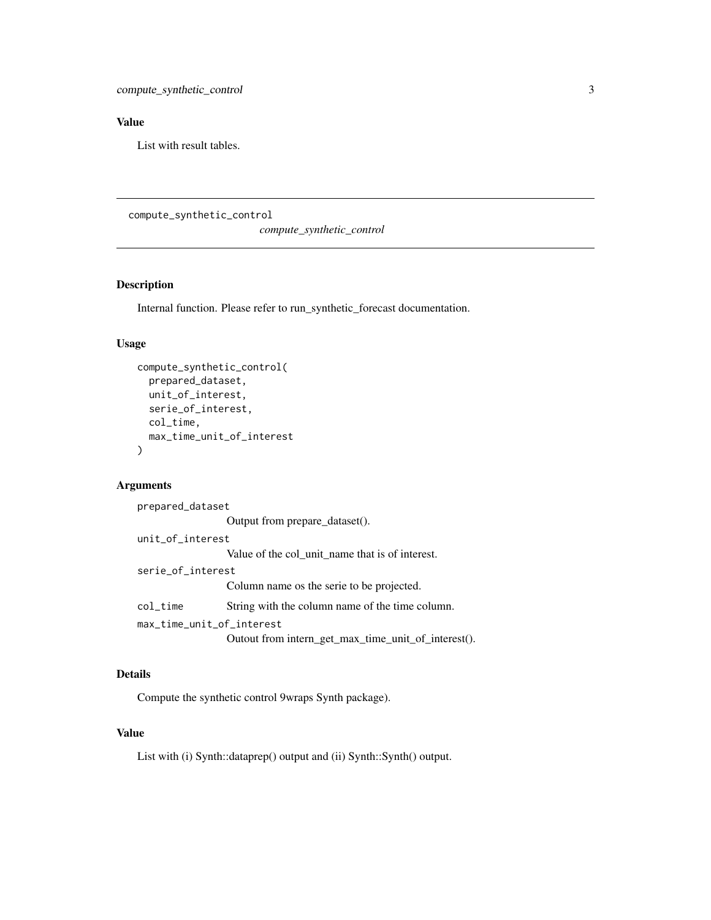## Value

List with result tables.

---

## compute_synthetic_control    *compute_synthetic_control*

### Description

Internal function. Please refer to run_synthetic_forecast documentation.

### Usage

```
compute_synthetic_control(
  prepared_dataset,
  unit_of_interest,
  serie_of_interest,
  col_time,
  max_time_unit_of_interest
)
```

### Arguments

| | |
|---|---|
| `prepared_dataset` | Output from prepare_dataset(). |
| `unit_of_interest` | Value of the col_unit_name that is of interest. |
| `serie_of_interest` | Column name os the serie to be projected. |
| `col_time` | String with the column name of the time column. |
| `max_time_unit_of_interest` | Outout from intern_get_max_time_unit_of_interest(). |

### Details

Compute the synthetic control 9wraps Synth package).

### Value

List with (i) Synth::dataprep() output and (ii) Synth::Synth() output.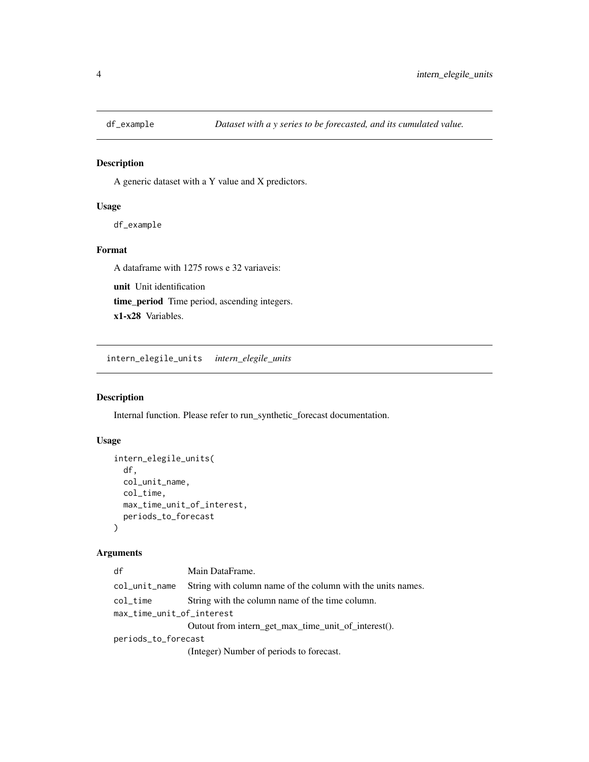## df_example — *Dataset with a y series to be forecasted, and its cumulated value.*

### Description

A generic dataset with a Y value and X predictors.

### Usage

```
df_example
```

### Format

A dataframe with 1275 rows e 32 variaveis:

**unit** Unit identification

**time_period** Time period, ascending integers.

**x1-x28** Variables.

## intern_elegile_units — *intern_elegile_units*

### Description

Internal function. Please refer to run_synthetic_forecast documentation.

### Usage

```
intern_elegile_units(
  df,
  col_unit_name,
  col_time,
  max_time_unit_of_interest,
  periods_to_forecast
)
```

### Arguments

| Argument | Description |
| --- | --- |
| df | Main DataFrame. |
| col_unit_name | String with column name of the column with the units names. |
| col_time | String with the column name of the time column. |
| max_time_unit_of_interest | Outout from intern_get_max_time_unit_of_interest(). |
| periods_to_forecast | (Integer) Number of periods to forecast. |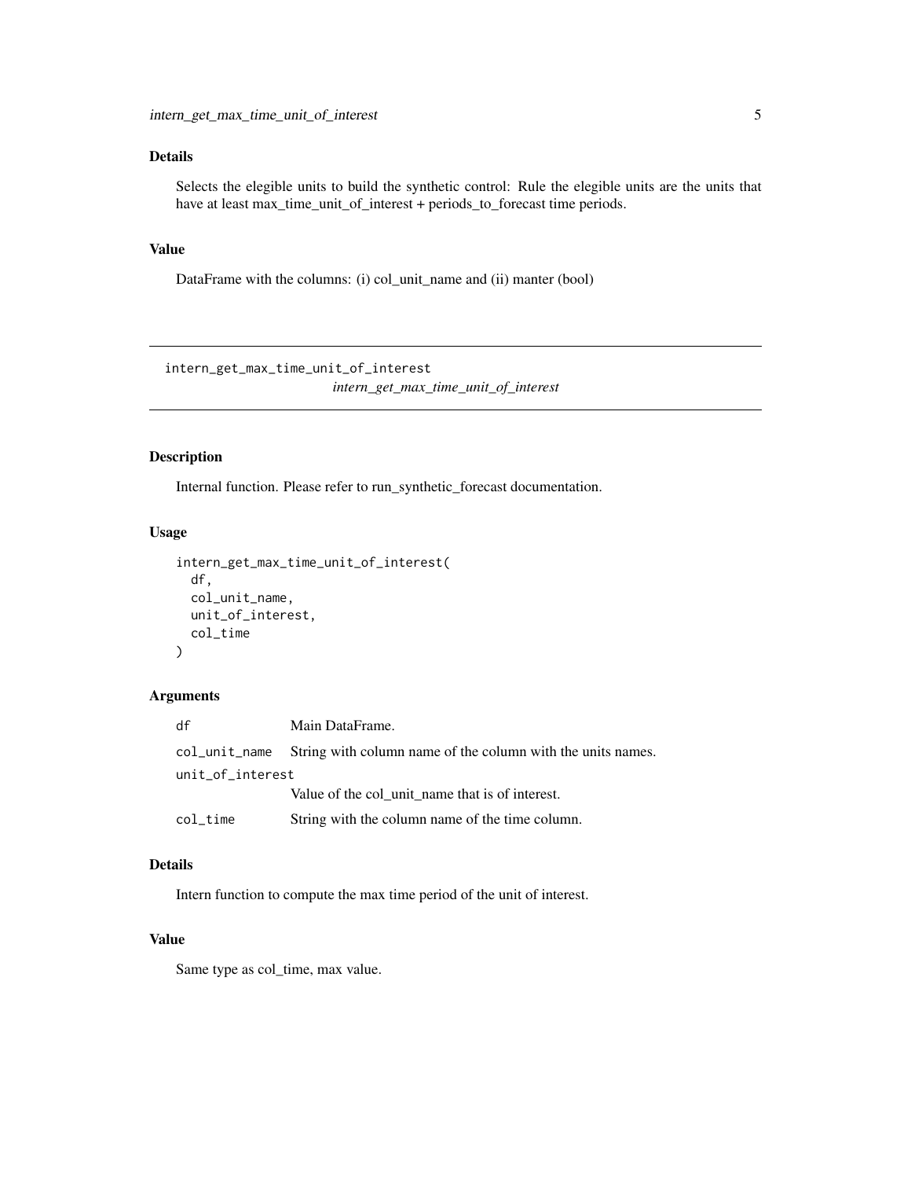### Details

Selects the elegible units to build the synthetic control: Rule the elegible units are the units that have at least max_time_unit_of_interest + periods_to_forecast time periods.

### Value

DataFrame with the columns: (i) col_unit_name and (ii) manter (bool)

---

## intern_get_max_time_unit_of_interest

*intern_get_max_time_unit_of_interest*

---

### Description

Internal function. Please refer to run_synthetic_forecast documentation.

### Usage

```
intern_get_max_time_unit_of_interest(
  df,
  col_unit_name,
  unit_of_interest,
  col_time
)
```

### Arguments

| | |
|---|---|
| `df` | Main DataFrame. |
| `col_unit_name` | String with column name of the column with the units names. |
| `unit_of_interest` | Value of the col_unit_name that is of interest. |
| `col_time` | String with the column name of the time column. |

### Details

Intern function to compute the max time period of the unit of interest.

### Value

Same type as col_time, max value.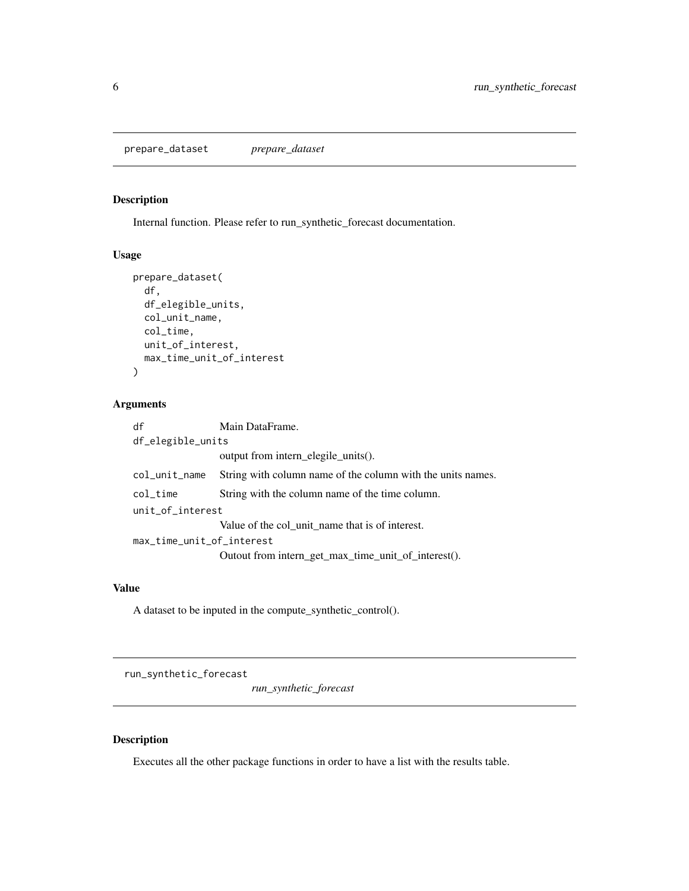## prepare_dataset *prepare_dataset*

### Description

Internal function. Please refer to run_synthetic_forecast documentation.

### Usage

```
prepare_dataset(
  df,
  df_elegible_units,
  col_unit_name,
  col_time,
  unit_of_interest,
  max_time_unit_of_interest
)
```

### Arguments

| | |
|---|---|
| df | Main DataFrame. |
| df_elegible_units | output from intern_elegile_units(). |
| col_unit_name | String with column name of the column with the units names. |
| col_time | String with the column name of the time column. |
| unit_of_interest | Value of the col_unit_name that is of interest. |
| max_time_unit_of_interest | Outout from intern_get_max_time_unit_of_interest(). |

### Value

A dataset to be inputed in the compute_synthetic_control().

## run_synthetic_forecast *run_synthetic_forecast*

### Description

Executes all the other package functions in order to have a list with the results table.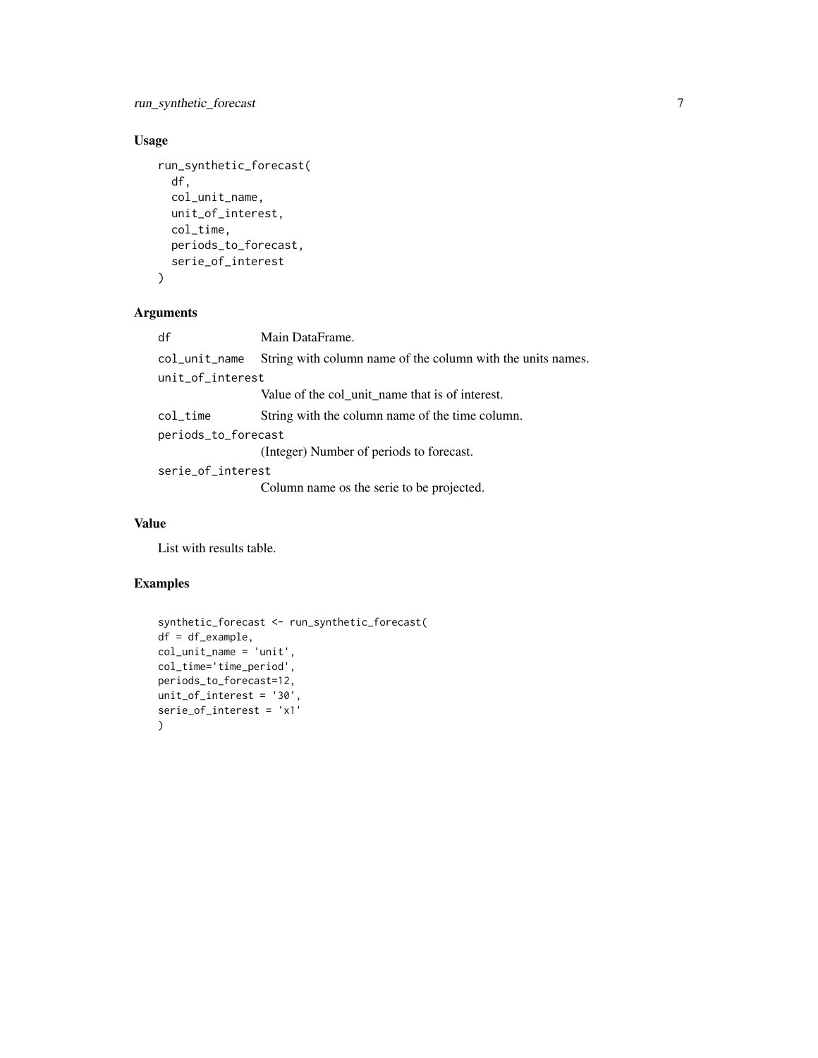## Usage

```
run_synthetic_forecast(
  df,
  col_unit_name,
  unit_of_interest,
  col_time,
  periods_to_forecast,
  serie_of_interest
)
```

## Arguments

| | |
|---|---|
| `df` | Main DataFrame. |
| `col_unit_name` | String with column name of the column with the units names. |
| `unit_of_interest` | Value of the col_unit_name that is of interest. |
| `col_time` | String with the column name of the time column. |
| `periods_to_forecast` | (Integer) Number of periods to forecast. |
| `serie_of_interest` | Column name os the serie to be projected. |

## Value

List with results table.

## Examples

```
synthetic_forecast <- run_synthetic_forecast(
df = df_example,
col_unit_name = 'unit',
col_time='time_period',
periods_to_forecast=12,
unit_of_interest = '30',
serie_of_interest = 'x1'
)
```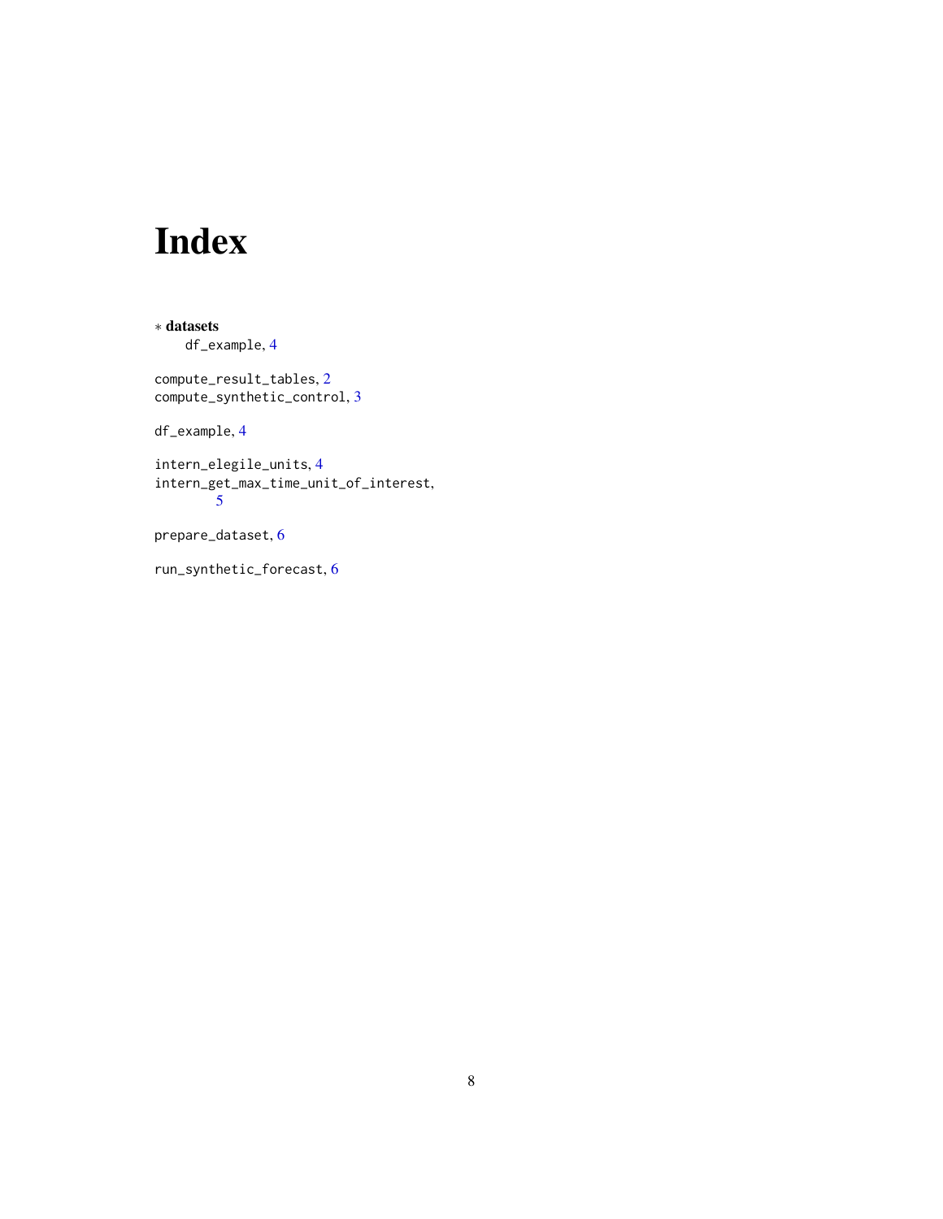# Index

∗ **datasets**
    df_example, 4

compute_result_tables, 2
compute_synthetic_control, 3

df_example, 4

intern_elegile_units, 4
intern_get_max_time_unit_of_interest, 5

prepare_dataset, 6

run_synthetic_forecast, 6